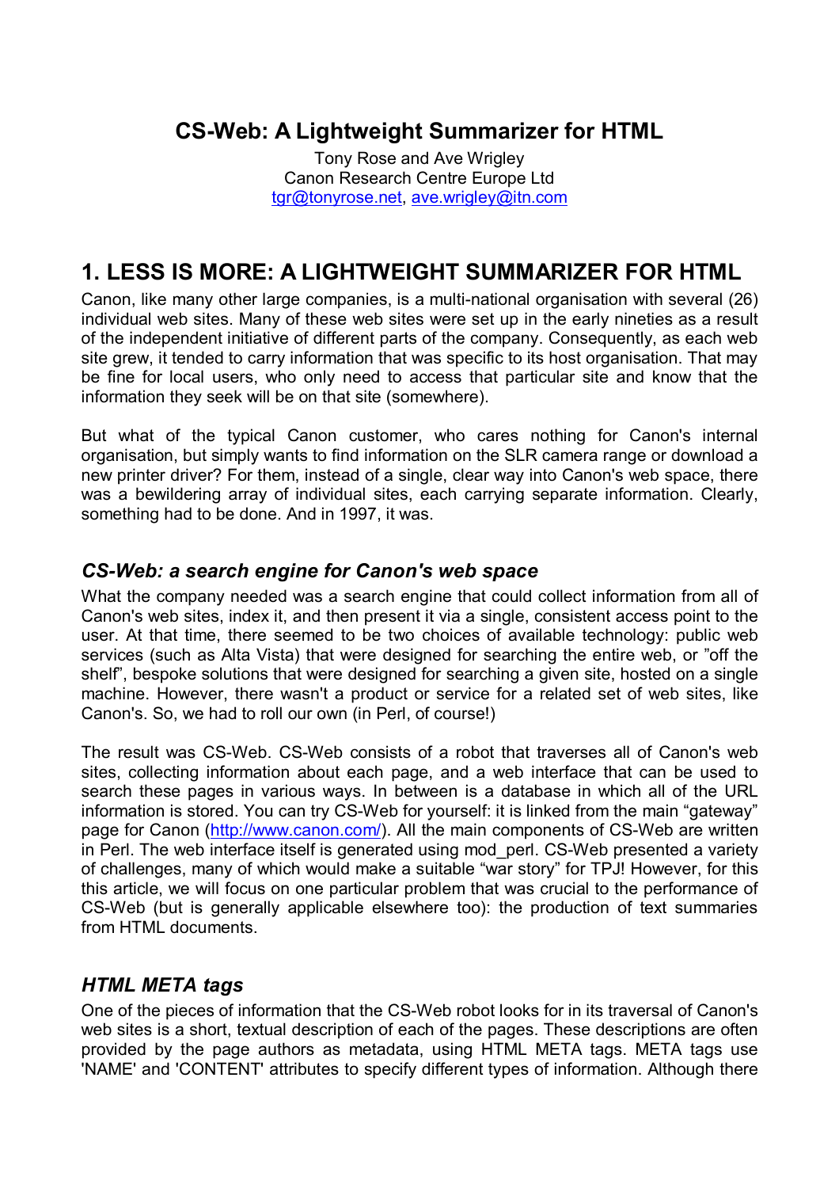# CS-Web: A Lightweight Summarizer for HTML

Tony Rose and Ave Wrigley
Canon Research Centre Europe Ltd
tgr@tonyrose.net, ave.wrigley@itn.com

## 1. LESS IS MORE: A LIGHTWEIGHT SUMMARIZER FOR HTML

Canon, like many other large companies, is a multi-national organisation with several (26) individual web sites. Many of these web sites were set up in the early nineties as a result of the independent initiative of different parts of the company. Consequently, as each web site grew, it tended to carry information that was specific to its host organisation. That may be fine for local users, who only need to access that particular site and know that the information they seek will be on that site (somewhere).

But what of the typical Canon customer, who cares nothing for Canon's internal organisation, but simply wants to find information on the SLR camera range or download a new printer driver? For them, instead of a single, clear way into Canon's web space, there was a bewildering array of individual sites, each carrying separate information. Clearly, something had to be done. And in 1997, it was.

### *CS-Web: a search engine for Canon's web space*

What the company needed was a search engine that could collect information from all of Canon's web sites, index it, and then present it via a single, consistent access point to the user. At that time, there seemed to be two choices of available technology: public web services (such as Alta Vista) that were designed for searching the entire web, or "off the shelf", bespoke solutions that were designed for searching a given site, hosted on a single machine. However, there wasn't a product or service for a related set of web sites, like Canon's. So, we had to roll our own (in Perl, of course!)

The result was CS-Web. CS-Web consists of a robot that traverses all of Canon's web sites, collecting information about each page, and a web interface that can be used to search these pages in various ways. In between is a database in which all of the URL information is stored. You can try CS-Web for yourself: it is linked from the main "gateway" page for Canon (http://www.canon.com/). All the main components of CS-Web are written in Perl. The web interface itself is generated using mod_perl. CS-Web presented a variety of challenges, many of which would make a suitable "war story" for TPJ! However, for this this article, we will focus on one particular problem that was crucial to the performance of CS-Web (but is generally applicable elsewhere too): the production of text summaries from HTML documents.

### *HTML META tags*

One of the pieces of information that the CS-Web robot looks for in its traversal of Canon's web sites is a short, textual description of each of the pages. These descriptions are often provided by the page authors as metadata, using HTML META tags. META tags use 'NAME' and 'CONTENT' attributes to specify different types of information. Although there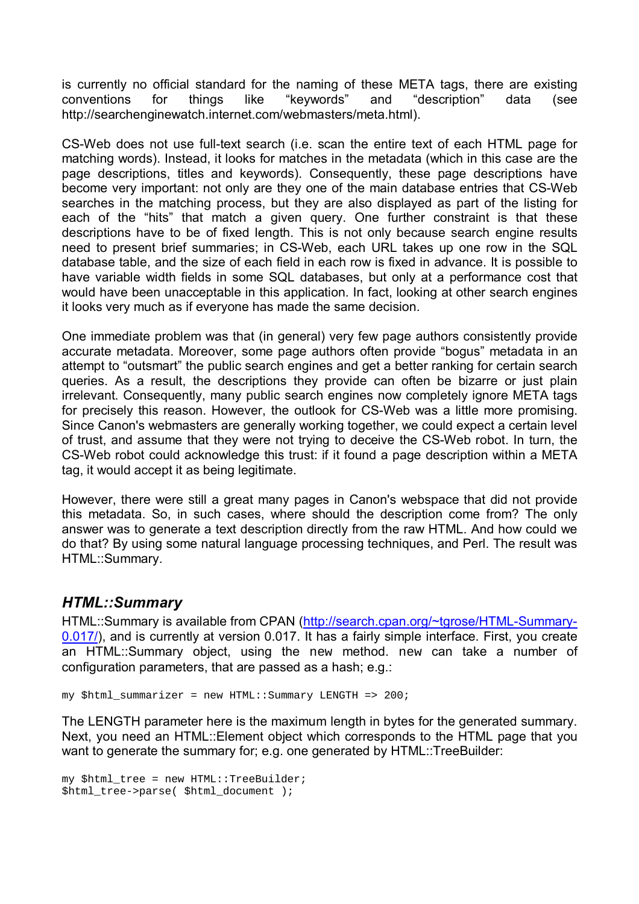is currently no official standard for the naming of these META tags, there are existing conventions for things like “keywords” and “description” data (see http://searchenginewatch.internet.com/webmasters/meta.html).

CS-Web does not use full-text search (i.e. scan the entire text of each HTML page for matching words). Instead, it looks for matches in the metadata (which in this case are the page descriptions, titles and keywords). Consequently, these page descriptions have become very important: not only are they one of the main database entries that CS-Web searches in the matching process, but they are also displayed as part of the listing for each of the “hits” that match a given query. One further constraint is that these descriptions have to be of fixed length. This is not only because search engine results need to present brief summaries; in CS-Web, each URL takes up one row in the SQL database table, and the size of each field in each row is fixed in advance. It is possible to have variable width fields in some SQL databases, but only at a performance cost that would have been unacceptable in this application. In fact, looking at other search engines it looks very much as if everyone has made the same decision.

One immediate problem was that (in general) very few page authors consistently provide accurate metadata. Moreover, some page authors often provide “bogus” metadata in an attempt to “outsmart” the public search engines and get a better ranking for certain search queries. As a result, the descriptions they provide can often be bizarre or just plain irrelevant. Consequently, many public search engines now completely ignore META tags for precisely this reason. However, the outlook for CS-Web was a little more promising. Since Canon's webmasters are generally working together, we could expect a certain level of trust, and assume that they were not trying to deceive the CS-Web robot. In turn, the CS-Web robot could acknowledge this trust: if it found a page description within a META tag, it would accept it as being legitimate.

However, there were still a great many pages in Canon's webspace that did not provide this metadata. So, in such cases, where should the description come from? The only answer was to generate a text description directly from the raw HTML. And how could we do that? By using some natural language processing techniques, and Perl. The result was HTML::Summary.

## *HTML::Summary*

HTML::Summary is available from CPAN ([http://search.cpan.org/~tgrose/HTML-Summary-0.017/](http://search.cpan.org/~tgrose/HTML-Summary-0.017/)), and is currently at version 0.017. It has a fairly simple interface. First, you create an HTML::Summary object, using the `new` method. `new` can take a number of configuration parameters, that are passed as a hash; e.g.:

```
my $html_summarizer = new HTML::Summary LENGTH => 200;
```

The LENGTH parameter here is the maximum length in bytes for the generated summary. Next, you need an HTML::Element object which corresponds to the HTML page that you want to generate the summary for; e.g. one generated by HTML::TreeBuilder:

```
my $html_tree = new HTML::TreeBuilder;
$html_tree->parse( $html_document );
```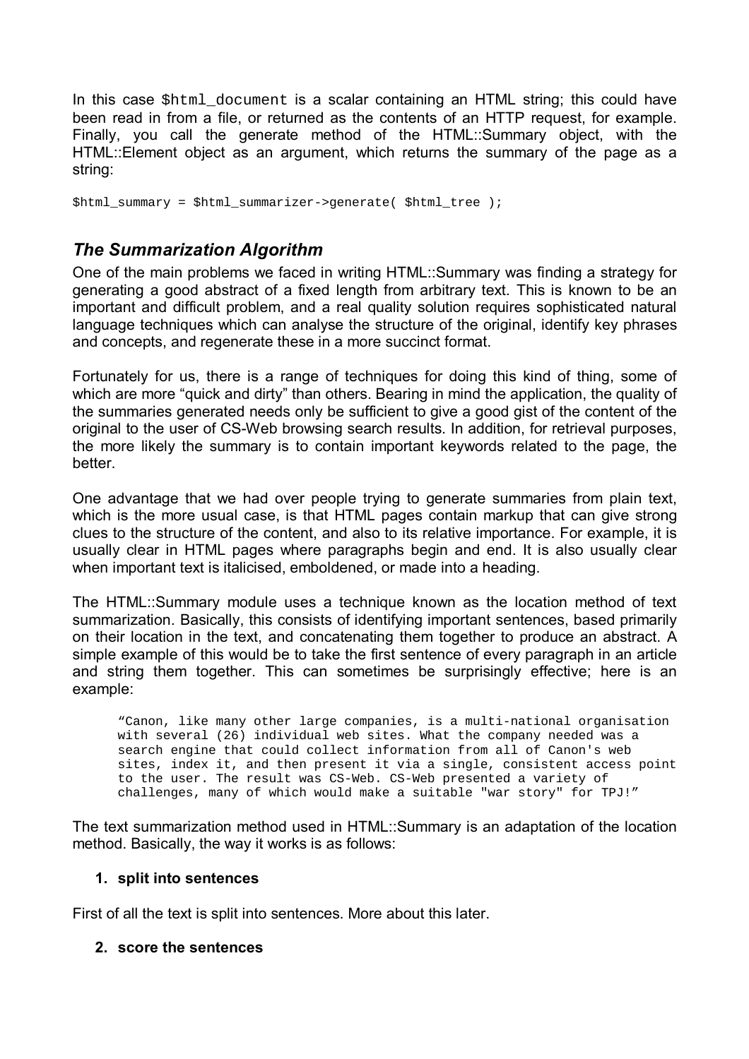In this case `$html_document` is a scalar containing an HTML string; this could have been read in from a file, or returned as the contents of an HTTP request, for example. Finally, you call the generate method of the HTML::Summary object, with the HTML::Element object as an argument, which returns the summary of the page as a string:

```
$html_summary = $html_summarizer->generate( $html_tree );
```

## *The Summarization Algorithm*

One of the main problems we faced in writing HTML::Summary was finding a strategy for generating a good abstract of a fixed length from arbitrary text. This is known to be an important and difficult problem, and a real quality solution requires sophisticated natural language techniques which can analyse the structure of the original, identify key phrases and concepts, and regenerate these in a more succinct format.

Fortunately for us, there is a range of techniques for doing this kind of thing, some of which are more "quick and dirty" than others. Bearing in mind the application, the quality of the summaries generated needs only be sufficient to give a good gist of the content of the original to the user of CS-Web browsing search results. In addition, for retrieval purposes, the more likely the summary is to contain important keywords related to the page, the better.

One advantage that we had over people trying to generate summaries from plain text, which is the more usual case, is that HTML pages contain markup that can give strong clues to the structure of the content, and also to its relative importance. For example, it is usually clear in HTML pages where paragraphs begin and end. It is also usually clear when important text is italicised, emboldened, or made into a heading.

The HTML::Summary module uses a technique known as the location method of text summarization. Basically, this consists of identifying important sentences, based primarily on their location in the text, and concatenating them together to produce an abstract. A simple example of this would be to take the first sentence of every paragraph in an article and string them together. This can sometimes be surprisingly effective; here is an example:

```
"Canon, like many other large companies, is a multi-national organisation
with several (26) individual web sites. What the company needed was a
search engine that could collect information from all of Canon's web
sites, index it, and then present it via a single, consistent access point
to the user. The result was CS-Web. CS-Web presented a variety of
challenges, many of which would make a suitable "war story" for TPJ!"
```

The text summarization method used in HTML::Summary is an adaptation of the location method. Basically, the way it works is as follows:

1. **split into sentences**

First of all the text is split into sentences. More about this later.

2. **score the sentences**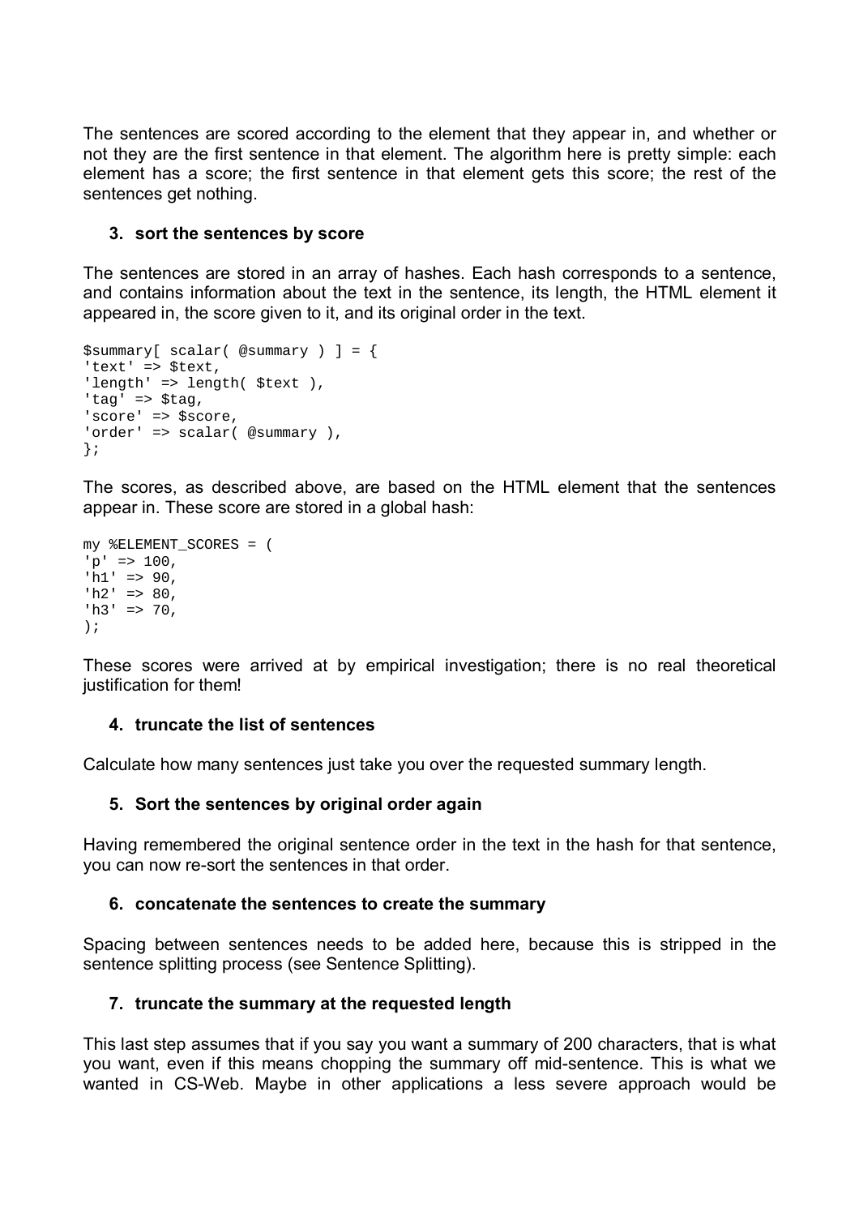The sentences are scored according to the element that they appear in, and whether or not they are the first sentence in that element. The algorithm here is pretty simple: each element has a score; the first sentence in that element gets this score; the rest of the sentences get nothing.

3. **sort the sentences by score**

The sentences are stored in an array of hashes. Each hash corresponds to a sentence, and contains information about the text in the sentence, its length, the HTML element it appeared in, the score given to it, and its original order in the text.

```
$summary[ scalar( @summary ) ] = {
'text' => $text,
'length' => length( $text ),
'tag' => $tag,
'score' => $score,
'order' => scalar( @summary ),
};
```

The scores, as described above, are based on the HTML element that the sentences appear in. These score are stored in a global hash:

```
my %ELEMENT_SCORES = (
'p' => 100,
'h1' => 90,
'h2' => 80,
'h3' => 70,
);
```

These scores were arrived at by empirical investigation; there is no real theoretical justification for them!

4. **truncate the list of sentences**

Calculate how many sentences just take you over the requested summary length.

5. **Sort the sentences by original order again**

Having remembered the original sentence order in the text in the hash for that sentence, you can now re-sort the sentences in that order.

6. **concatenate the sentences to create the summary**

Spacing between sentences needs to be added here, because this is stripped in the sentence splitting process (see Sentence Splitting).

7. **truncate the summary at the requested length**

This last step assumes that if you say you want a summary of 200 characters, that is what you want, even if this means chopping the summary off mid-sentence. This is what we wanted in CS-Web. Maybe in other applications a less severe approach would be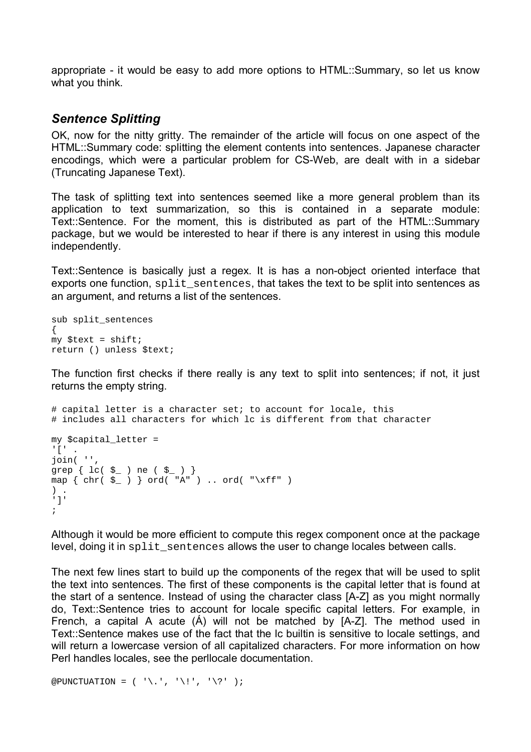appropriate - it would be easy to add more options to HTML::Summary, so let us know what you think.

### *Sentence Splitting*

OK, now for the nitty gritty. The remainder of the article will focus on one aspect of the HTML::Summary code: splitting the element contents into sentences. Japanese character encodings, which were a particular problem for CS-Web, are dealt with in a sidebar (Truncating Japanese Text).

The task of splitting text into sentences seemed like a more general problem than its application to text summarization, so this is contained in a separate module: Text::Sentence. For the moment, this is distributed as part of the HTML::Summary package, but we would be interested to hear if there is any interest in using this module independently.

Text::Sentence is basically just a regex. It is has a non-object oriented interface that exports one function, `split_sentences`, that takes the text to be split into sentences as an argument, and returns a list of the sentences.

```
sub split_sentences
{
my $text = shift;
return () unless $text;
```

The function first checks if there really is any text to split into sentences; if not, it just returns the empty string.

```
# capital letter is a character set; to account for locale, this
# includes all characters for which lc is different from that character

my $capital_letter =
'[' .
join( '',
grep { lc( $_ ) ne ( $_ ) }
map { chr( $_ ) } ord( "A" ) .. ord( "\xff" )
) .
']'
;
```

Although it would be more efficient to compute this regex component once at the package level, doing it in `split_sentences` allows the user to change locales between calls.

The next few lines start to build up the components of the regex that will be used to split the text into sentences. The first of these components is the capital letter that is found at the start of a sentence. Instead of using the character class [A-Z] as you might normally do, Text::Sentence tries to account for locale specific capital letters. For example, in French, a capital A acute (Á) will not be matched by [A-Z]. The method used in Text::Sentence makes use of the fact that the lc builtin is sensitive to locale settings, and will return a lowercase version of all capitalized characters. For more information on how Perl handles locales, see the perllocale documentation.

```
@PUNCTUATION = ( '\.', '\!', '\?' );
```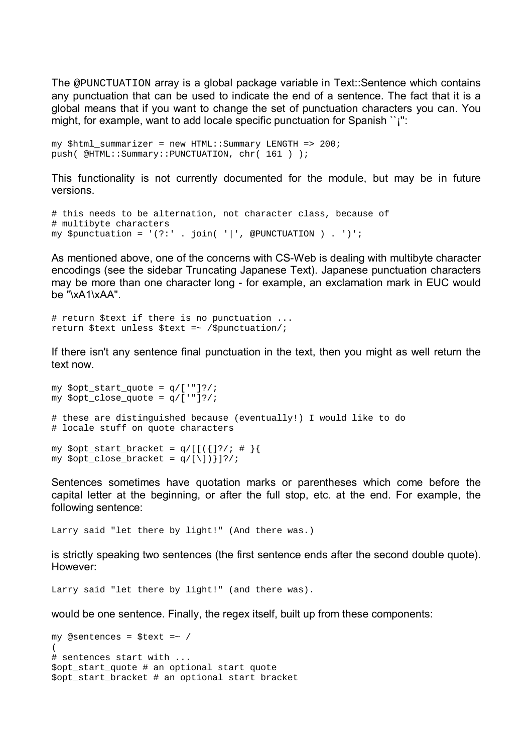The @PUNCTUATION array is a global package variable in Text::Sentence which contains any punctuation that can be used to indicate the end of a sentence. The fact that it is a global means that if you want to change the set of punctuation characters you can. You might, for example, want to add locale specific punctuation for Spanish ``¡'':

```
my $html_summarizer = new HTML::Summary LENGTH => 200;
push( @HTML::Summary::PUNCTUATION, chr( 161 ) );
```

This functionality is not currently documented for the module, but may be in future versions.

```
# this needs to be alternation, not character class, because of
# multibyte characters
my $punctuation = '(?:' . join( '|', @PUNCTUATION ) . ')';
```

As mentioned above, one of the concerns with CS-Web is dealing with multibyte character encodings (see the sidebar Truncating Japanese Text). Japanese punctuation characters may be more than one character long - for example, an exclamation mark in EUC would be "\xA1\xAA".

```
# return $text if there is no punctuation ...
return $text unless $text =~ /$punctuation/;
```

If there isn't any sentence final punctuation in the text, then you might as well return the text now.

```
my $opt_start_quote = q/['"]?/;
my $opt_close_quote = q/['"]?/;

# these are distinguished because (eventually!) I would like to do
# locale stuff on quote characters

my $opt_start_bracket = q/[[({]?/; # }{
my $opt_close_bracket = q/[\])}]?/;
```

Sentences sometimes have quotation marks or parentheses which come before the capital letter at the beginning, or after the full stop, etc. at the end. For example, the following sentence:

```
Larry said "let there by light!" (And there was.)
```

is strictly speaking two sentences (the first sentence ends after the second double quote). However:

```
Larry said "let there by light!" (and there was).
```

would be one sentence. Finally, the regex itself, built up from these components:

```
my @sentences = $text =~ /
(
# sentences start with ...
$opt_start_quote # an optional start quote
$opt_start_bracket # an optional start bracket
```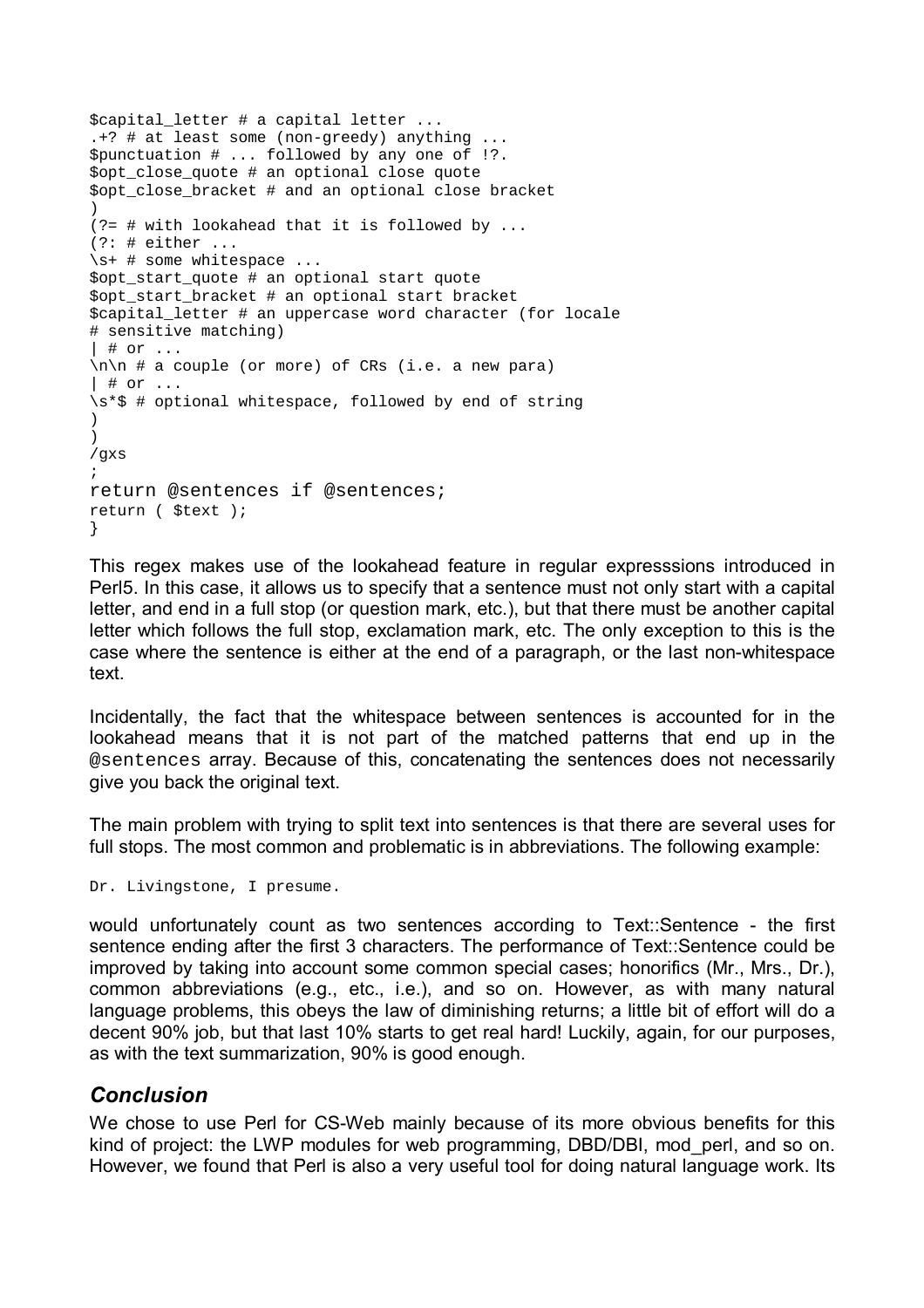```
$capital_letter # a capital letter ...
.+? # at least some (non-greedy) anything ...
$punctuation # ... followed by any one of !?.
$opt_close_quote # an optional close quote
$opt_close_bracket # and an optional close bracket
)
(?= # with lookahead that it is followed by ...
(?: # either ...
\s+ # some whitespace ...
$opt_start_quote # an optional start quote
$opt_start_bracket # an optional start bracket
$capital_letter # an uppercase word character (for locale
# sensitive matching)
| # or ...
\n\n # a couple (or more) of CRs (i.e. a new para)
| # or ...
\s*$ # optional whitespace, followed by end of string
)
)
/gxs
;
return @sentences if @sentences;
return ( $text );
}
```

This regex makes use of the lookahead feature in regular expresssions introduced in Perl5. In this case, it allows us to specify that a sentence must not only start with a capital letter, and end in a full stop (or question mark, etc.), but that there must be another capital letter which follows the full stop, exclamation mark, etc. The only exception to this is the case where the sentence is either at the end of a paragraph, or the last non-whitespace text.

Incidentally, the fact that the whitespace between sentences is accounted for in the lookahead means that it is not part of the matched patterns that end up in the `@sentences` array. Because of this, concatenating the sentences does not necessarily give you back the original text.

The main problem with trying to split text into sentences is that there are several uses for full stops. The most common and problematic is in abbreviations. The following example:

```
Dr. Livingstone, I presume.
```

would unfortunately count as two sentences according to Text::Sentence - the first sentence ending after the first 3 characters. The performance of Text::Sentence could be improved by taking into account some common special cases; honorifics (Mr., Mrs., Dr.), common abbreviations (e.g., etc., i.e.), and so on. However, as with many natural language problems, this obeys the law of diminishing returns; a little bit of effort will do a decent 90% job, but that last 10% starts to get real hard! Luckily, again, for our purposes, as with the text summarization, 90% is good enough.

## *Conclusion*

We chose to use Perl for CS-Web mainly because of its more obvious benefits for this kind of project: the LWP modules for web programming, DBD/DBI, mod_perl, and so on. However, we found that Perl is also a very useful tool for doing natural language work. Its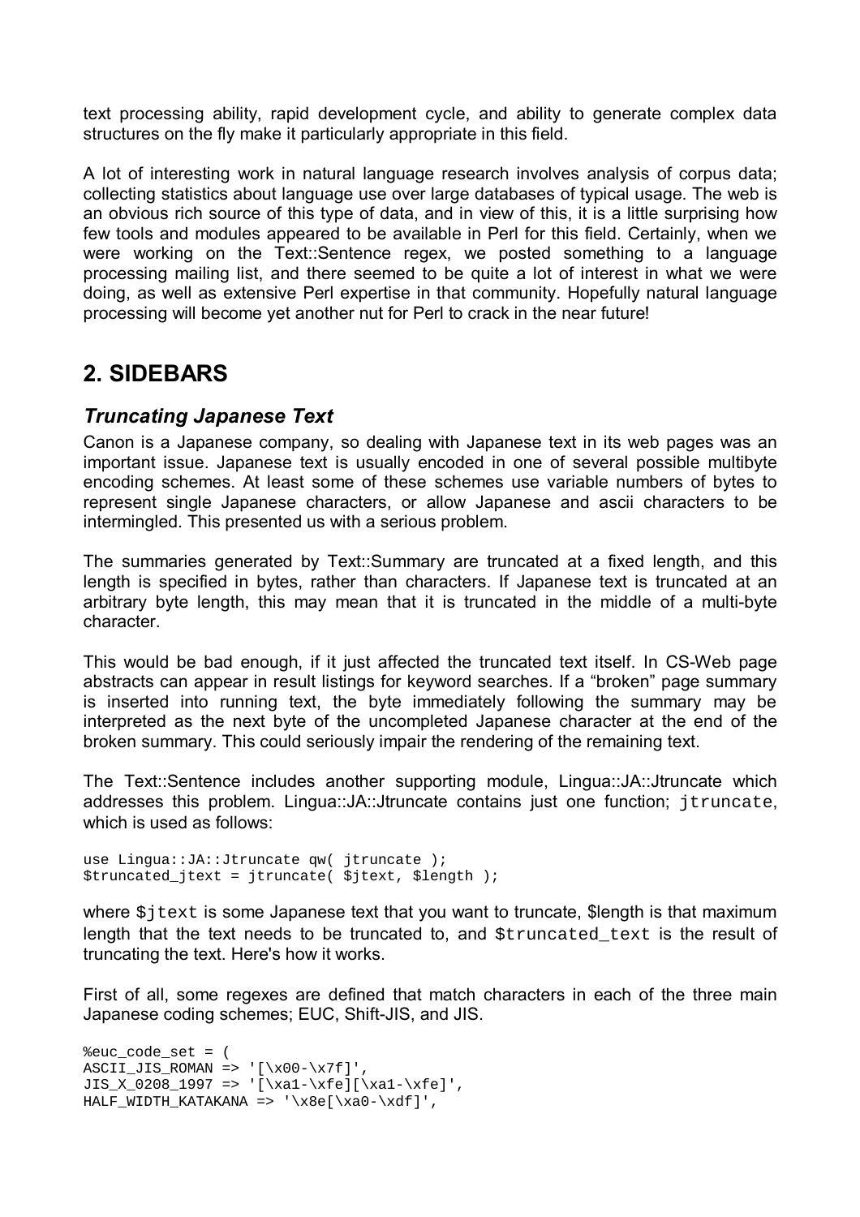text processing ability, rapid development cycle, and ability to generate complex data structures on the fly make it particularly appropriate in this field.

A lot of interesting work in natural language research involves analysis of corpus data; collecting statistics about language use over large databases of typical usage. The web is an obvious rich source of this type of data, and in view of this, it is a little surprising how few tools and modules appeared to be available in Perl for this field. Certainly, when we were working on the Text::Sentence regex, we posted something to a language processing mailing list, and there seemed to be quite a lot of interest in what we were doing, as well as extensive Perl expertise in that community. Hopefully natural language processing will become yet another nut for Perl to crack in the near future!

## 2. SIDEBARS

### *Truncating Japanese Text*

Canon is a Japanese company, so dealing with Japanese text in its web pages was an important issue. Japanese text is usually encoded in one of several possible multibyte encoding schemes. At least some of these schemes use variable numbers of bytes to represent single Japanese characters, or allow Japanese and ascii characters to be intermingled. This presented us with a serious problem.

The summaries generated by Text::Summary are truncated at a fixed length, and this length is specified in bytes, rather than characters. If Japanese text is truncated at an arbitrary byte length, this may mean that it is truncated in the middle of a multi-byte character.

This would be bad enough, if it just affected the truncated text itself. In CS-Web page abstracts can appear in result listings for keyword searches. If a “broken” page summary is inserted into running text, the byte immediately following the summary may be interpreted as the next byte of the uncompleted Japanese character at the end of the broken summary. This could seriously impair the rendering of the remaining text.

The Text::Sentence includes another supporting module, Lingua::JA::Jtruncate which addresses this problem. Lingua::JA::Jtruncate contains just one function; `jtruncate`, which is used as follows:

```
use Lingua::JA::Jtruncate qw( jtruncate );
$truncated_jtext = jtruncate( $jtext, $length );
```

where `$jtext` is some Japanese text that you want to truncate, $length is that maximum length that the text needs to be truncated to, and `$truncated_text` is the result of truncating the text. Here's how it works.

First of all, some regexes are defined that match characters in each of the three main Japanese coding schemes; EUC, Shift-JIS, and JIS.

```
%euc_code_set = (
ASCII_JIS_ROMAN => '[\x00-\x7f]',
JIS_X_0208_1997 => '[\xa1-\xfe][\xa1-\xfe]',
HALF_WIDTH_KATAKANA => '\x8e[\xa0-\xdf]',
```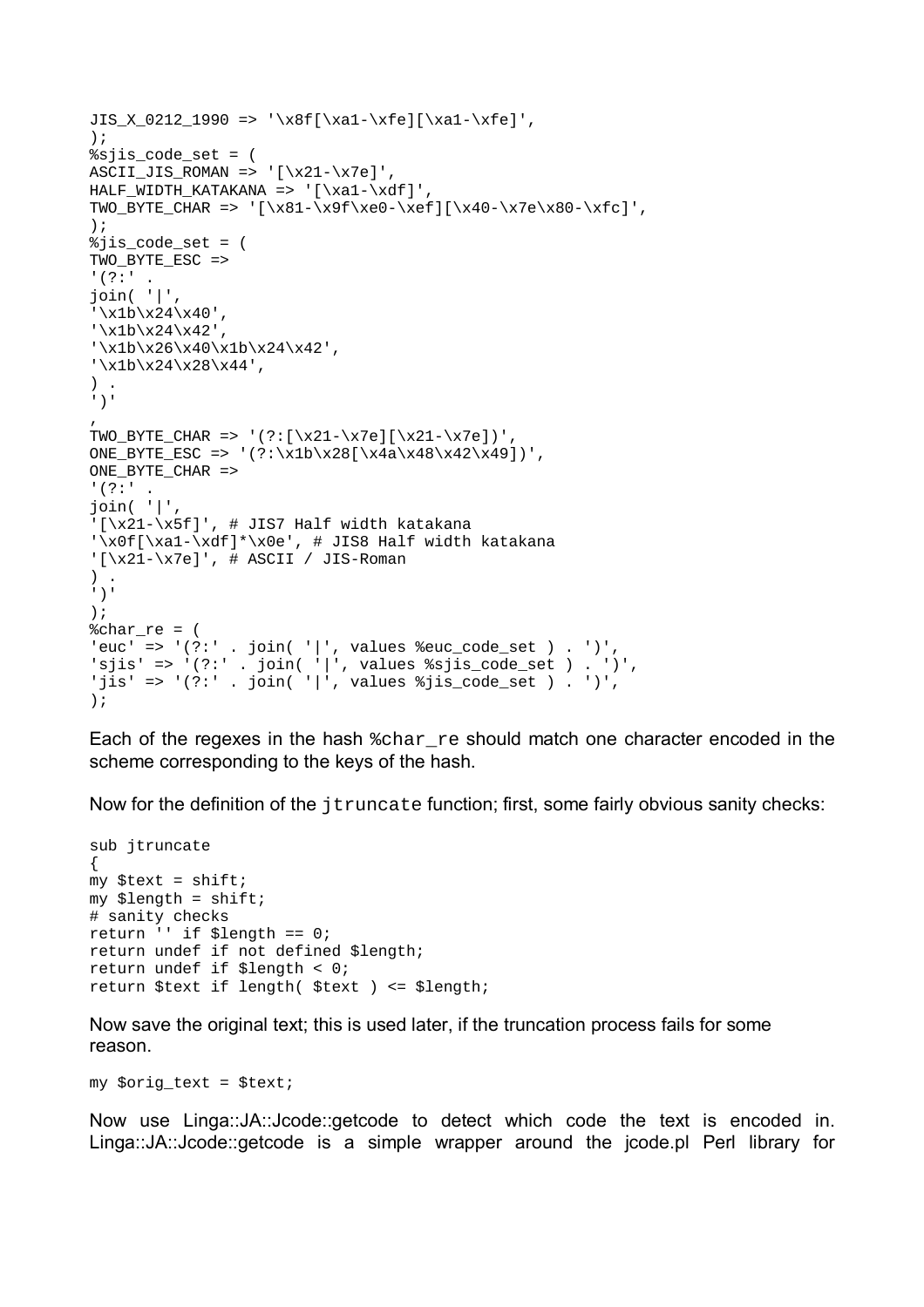```
JIS_X_0212_1990 => '\x8f[\xa1-\xfe][\xa1-\xfe]',
);
%sjis_code_set = (
ASCII_JIS_ROMAN => '[\x21-\x7e]',
HALF_WIDTH_KATAKANA => '[\xa1-\xdf]',
TWO_BYTE_CHAR => '[\x81-\x9f\xe0-\xef][\x40-\x7e\x80-\xfc]',
);
%jis_code_set = (
TWO_BYTE_ESC =>
'(?:' .
join( '|',
'\x1b\x24\x40',
'\x1b\x24\x42',
'\x1b\x26\x40\x1b\x24\x42',
'\x1b\x24\x28\x44',
) .
')'
,
TWO_BYTE_CHAR => '(?:[\x21-\x7e][\x21-\x7e])',
ONE_BYTE_ESC => '(?:\x1b\x28[\x4a\x48\x42\x49])',
ONE_BYTE_CHAR =>
'(?:' .
join( '|',
'[\x21-\x5f]', # JIS7 Half width katakana
'\x0f[\xa1-\xdf]*\x0e', # JIS8 Half width katakana
'[\x21-\x7e]', # ASCII / JIS-Roman
) .
')'
);
%char_re = (
'euc' => '(?:' . join( '|', values %euc_code_set ) . ')',
'sjis' => '(?:' . join( '|', values %sjis_code_set ) . ')',
'jis' => '(?:' . join( '|', values %jis_code_set ) . ')',
);
```

Each of the regexes in the hash `%char_re` should match one character encoded in the scheme corresponding to the keys of the hash.

Now for the definition of the `jtruncate` function; first, some fairly obvious sanity checks:

```
sub jtruncate
{
my $text = shift;
my $length = shift;
# sanity checks
return '' if $length == 0;
return undef if not defined $length;
return undef if $length < 0;
return $text if length( $text ) <= $length;
```

Now save the original text; this is used later, if the truncation process fails for some reason.

```
my $orig_text = $text;
```

Now use Linga::JA::Jcode::getcode to detect which code the text is encoded in. Linga::JA::Jcode::getcode is a simple wrapper around the jcode.pl Perl library for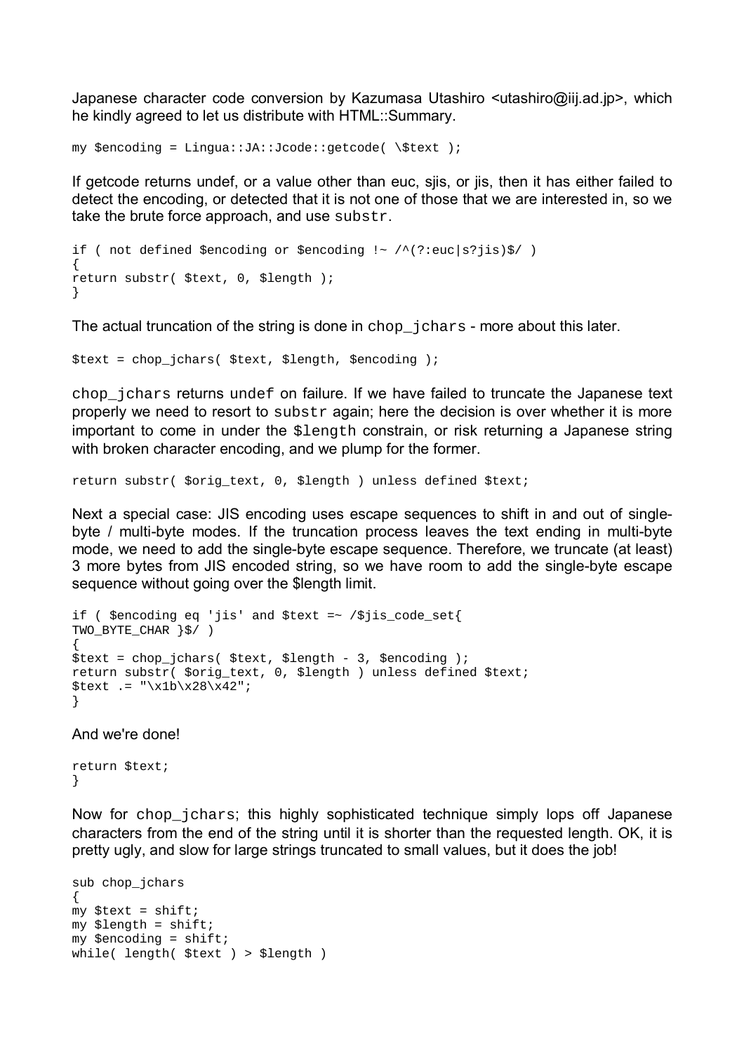Japanese character code conversion by Kazumasa Utashiro <utashiro@iij.ad.jp>, which he kindly agreed to let us distribute with HTML::Summary.

```
my $encoding = Lingua::JA::Jcode::getcode( \$text );
```

If getcode returns undef, or a value other than euc, sjis, or jis, then it has either failed to detect the encoding, or detected that it is not one of those that we are interested in, so we take the brute force approach, and use `substr`.

```
if ( not defined $encoding or $encoding !~ /^(?:euc|s?jis)$/ )
{
return substr( $text, 0, $length );
}
```

The actual truncation of the string is done in `chop_jchars` - more about this later.

```
$text = chop_jchars( $text, $length, $encoding );
```

`chop_jchars` returns `undef` on failure. If we have failed to truncate the Japanese text properly we need to resort to `substr` again; here the decision is over whether it is more important to come in under the `$length` constrain, or risk returning a Japanese string with broken character encoding, and we plump for the former.

```
return substr( $orig_text, 0, $length ) unless defined $text;
```

Next a special case: JIS encoding uses escape sequences to shift in and out of single-byte / multi-byte modes. If the truncation process leaves the text ending in multi-byte mode, we need to add the single-byte escape sequence. Therefore, we truncate (at least) 3 more bytes from JIS encoded string, so we have room to add the single-byte escape sequence without going over the $length limit.

```
if ( $encoding eq 'jis' and $text =~ /$jis_code_set{
TWO_BYTE_CHAR }$/ )
{
$text = chop_jchars( $text, $length - 3, $encoding );
return substr( $orig_text, 0, $length ) unless defined $text;
$text .= "\x1b\x28\x42";
}
```

And we're done!

```
return $text;
}
```

Now for `chop_jchars`; this highly sophisticated technique simply lops off Japanese characters from the end of the string until it is shorter than the requested length. OK, it is pretty ugly, and slow for large strings truncated to small values, but it does the job!

```
sub chop_jchars
{
my $text = shift;
my $length = shift;
my $encoding = shift;
while( length( $text ) > $length )
```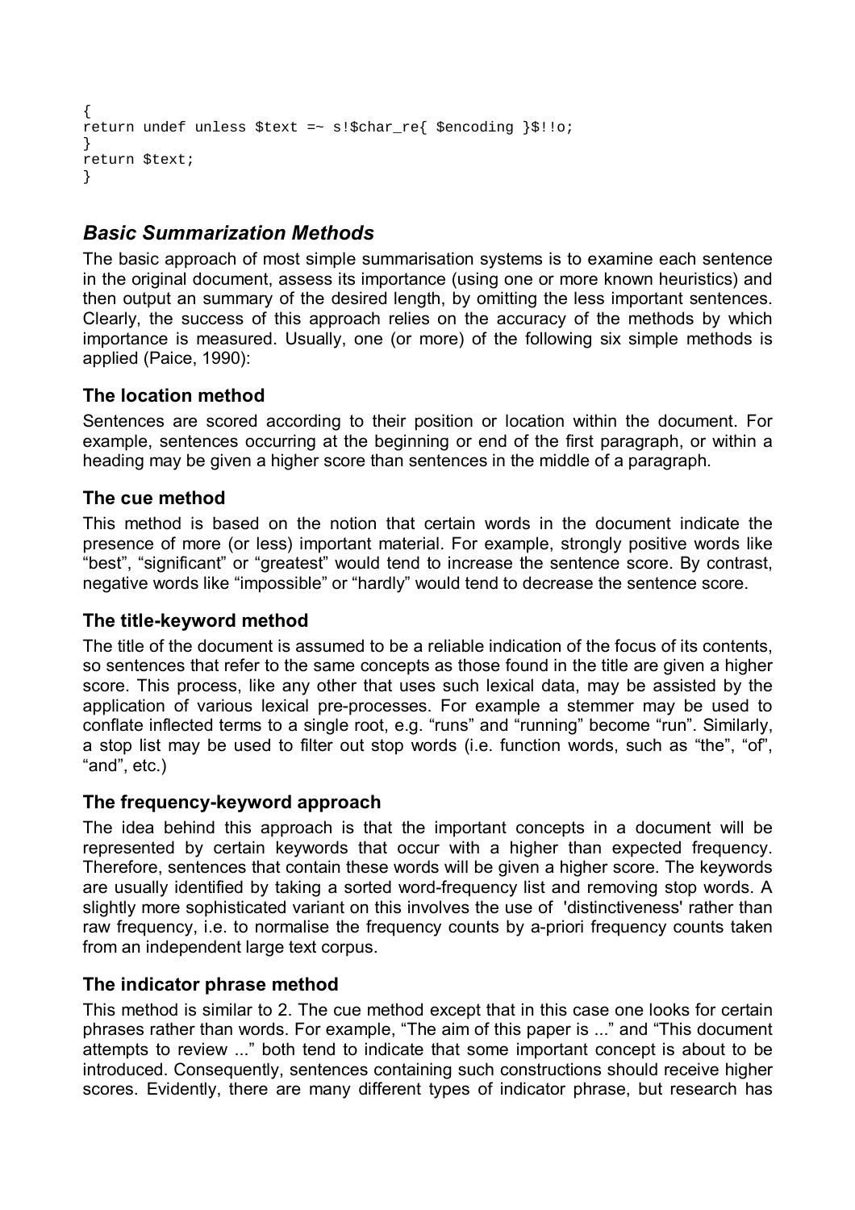```
{
return undef unless $text =~ s!$char_re{ $encoding }$!!o;
}
return $text;
}
```

## *Basic Summarization Methods*

The basic approach of most simple summarisation systems is to examine each sentence in the original document, assess its importance (using one or more known heuristics) and then output an summary of the desired length, by omitting the less important sentences. Clearly, the success of this approach relies on the accuracy of the methods by which importance is measured. Usually, one (or more) of the following six simple methods is applied (Paice, 1990):

### The location method

Sentences are scored according to their position or location within the document. For example, sentences occurring at the beginning or end of the first paragraph, or within a heading may be given a higher score than sentences in the middle of a paragraph.

### The cue method

This method is based on the notion that certain words in the document indicate the presence of more (or less) important material. For example, strongly positive words like "best", "significant" or "greatest" would tend to increase the sentence score. By contrast, negative words like "impossible" or "hardly" would tend to decrease the sentence score.

### The title-keyword method

The title of the document is assumed to be a reliable indication of the focus of its contents, so sentences that refer to the same concepts as those found in the title are given a higher score. This process, like any other that uses such lexical data, may be assisted by the application of various lexical pre-processes. For example a stemmer may be used to conflate inflected terms to a single root, e.g. "runs" and "running" become "run". Similarly, a stop list may be used to filter out stop words (i.e. function words, such as "the", "of", "and", etc.)

### The frequency-keyword approach

The idea behind this approach is that the important concepts in a document will be represented by certain keywords that occur with a higher than expected frequency. Therefore, sentences that contain these words will be given a higher score. The keywords are usually identified by taking a sorted word-frequency list and removing stop words. A slightly more sophisticated variant on this involves the use of 'distinctiveness' rather than raw frequency, i.e. to normalise the frequency counts by a-priori frequency counts taken from an independent large text corpus.

### The indicator phrase method

This method is similar to 2. The cue method except that in this case one looks for certain phrases rather than words. For example, "The aim of this paper is ..." and "This document attempts to review ..." both tend to indicate that some important concept is about to be introduced. Consequently, sentences containing such constructions should receive higher scores. Evidently, there are many different types of indicator phrase, but research has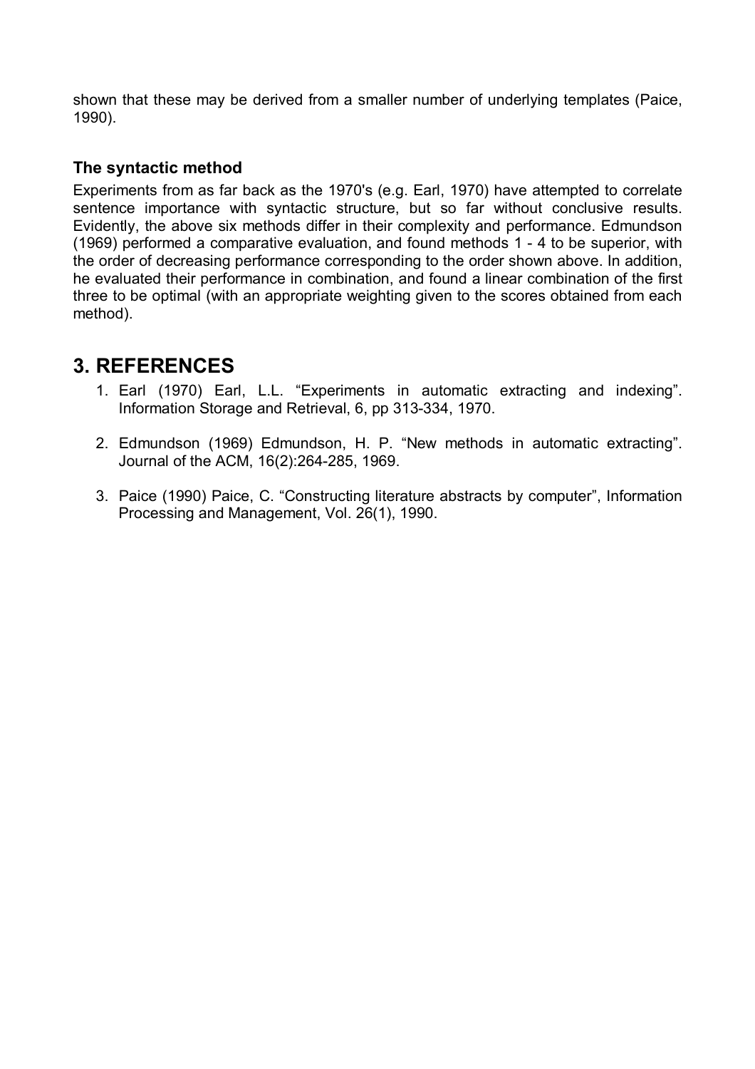shown that these may be derived from a smaller number of underlying templates (Paice, 1990).

### The syntactic method

Experiments from as far back as the 1970's (e.g. Earl, 1970) have attempted to correlate sentence importance with syntactic structure, but so far without conclusive results. Evidently, the above six methods differ in their complexity and performance. Edmundson (1969) performed a comparative evaluation, and found methods 1 - 4 to be superior, with the order of decreasing performance corresponding to the order shown above. In addition, he evaluated their performance in combination, and found a linear combination of the first three to be optimal (with an appropriate weighting given to the scores obtained from each method).

## 3. REFERENCES

1. Earl (1970) Earl, L.L. “Experiments in automatic extracting and indexing”. Information Storage and Retrieval, 6, pp 313-334, 1970.

2. Edmundson (1969) Edmundson, H. P. “New methods in automatic extracting”. Journal of the ACM, 16(2):264-285, 1969.

3. Paice (1990) Paice, C. “Constructing literature abstracts by computer”, Information Processing and Management, Vol. 26(1), 1990.